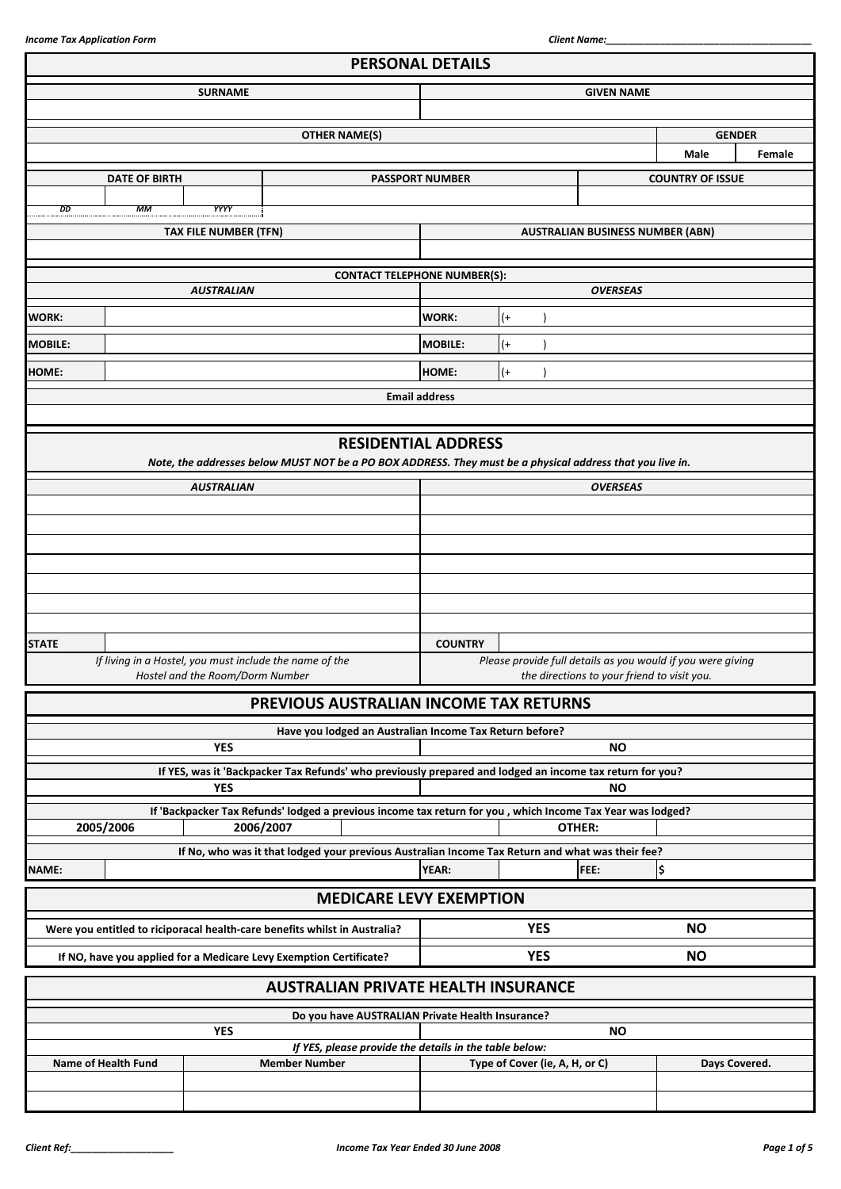## PERSONAL DETAILS

| SURNAME | GIVEN NAME |
|---|---|
| | |

| OTHER NAME(S) | GENDER | |
|---|---|---|
| | Male | Female |

| DATE OF BIRTH | | | PASSPORT NUMBER | COUNTRY OF ISSUE |
|---|---|---|---|---|
| | | | | |
| *DD* | *MM* | *YYYY* | | |

| TAX FILE NUMBER (TFN) | AUSTRALIAN BUSINESS NUMBER (ABN) |
|---|---|
| | |

**CONTACT TELEPHONE NUMBER(S):**

| *AUSTRALIAN* | | *OVERSEAS* | |
|---|---|---|---|
| **WORK:** | | **WORK:** | (+ ) |
| **MOBILE:** | | **MOBILE:** | (+ ) |
| **HOME:** | | **HOME:** | (+ ) |

| Email address |
|---|
| |

## RESIDENTIAL ADDRESS

***Note, the addresses below MUST NOT be a PO BOX ADDRESS. They must be a physical address that you live in.***

| *AUSTRALIAN* | | *OVERSEAS* | |
|---|---|---|---|
| | | | |
| | | | |
| | | | |
| | | | |
| | | | |
| | | | |
| | | | |
| **STATE** | | **COUNTRY** | |
| *If living in a Hostel, you must include the name of the Hostel and the Room/Dorm Number* | | *Please provide full details as you would if you were giving the directions to your friend to visit you.* | |

## PREVIOUS AUSTRALIAN INCOME TAX RETURNS

**Have you lodged an Australian Income Tax Return before?**

| YES | NO |
|---|---|

**If YES, was it 'Backpacker Tax Refunds' who previously prepared and lodged an income tax return for you?**

| YES | NO |
|---|---|

**If 'Backpacker Tax Refunds' lodged a previous income tax return for you , which Income Tax Year was lodged?**

| 2005/2006 | 2006/2007 | OTHER: | |
|---|---|---|---|

**If No, who was it that lodged your previous Australian Income Tax Return and what was their fee?**

| NAME: | | YEAR: | | FEE: | $ |
|---|---|---|---|---|---|

## MEDICARE LEVY EXEMPTION

| | | |
|---|---|---|
| **Were you entitled to riciporacal health-care benefits whilst in Australia?** | **YES** | **NO** |
| **If NO, have you applied for a Medicare Levy Exemption Certificate?** | **YES** | **NO** |

## AUSTRALIAN PRIVATE HEALTH INSURANCE

**Do you have AUSTRALIAN Private Health Insurance?**

| YES | NO |
|---|---|

***If YES, please provide the details in the table below:***

| Name of Health Fund | Member Number | Type of Cover (ie, A, H, or C) | Days Covered. |
|---|---|---|---|
| | | | |
| | | | |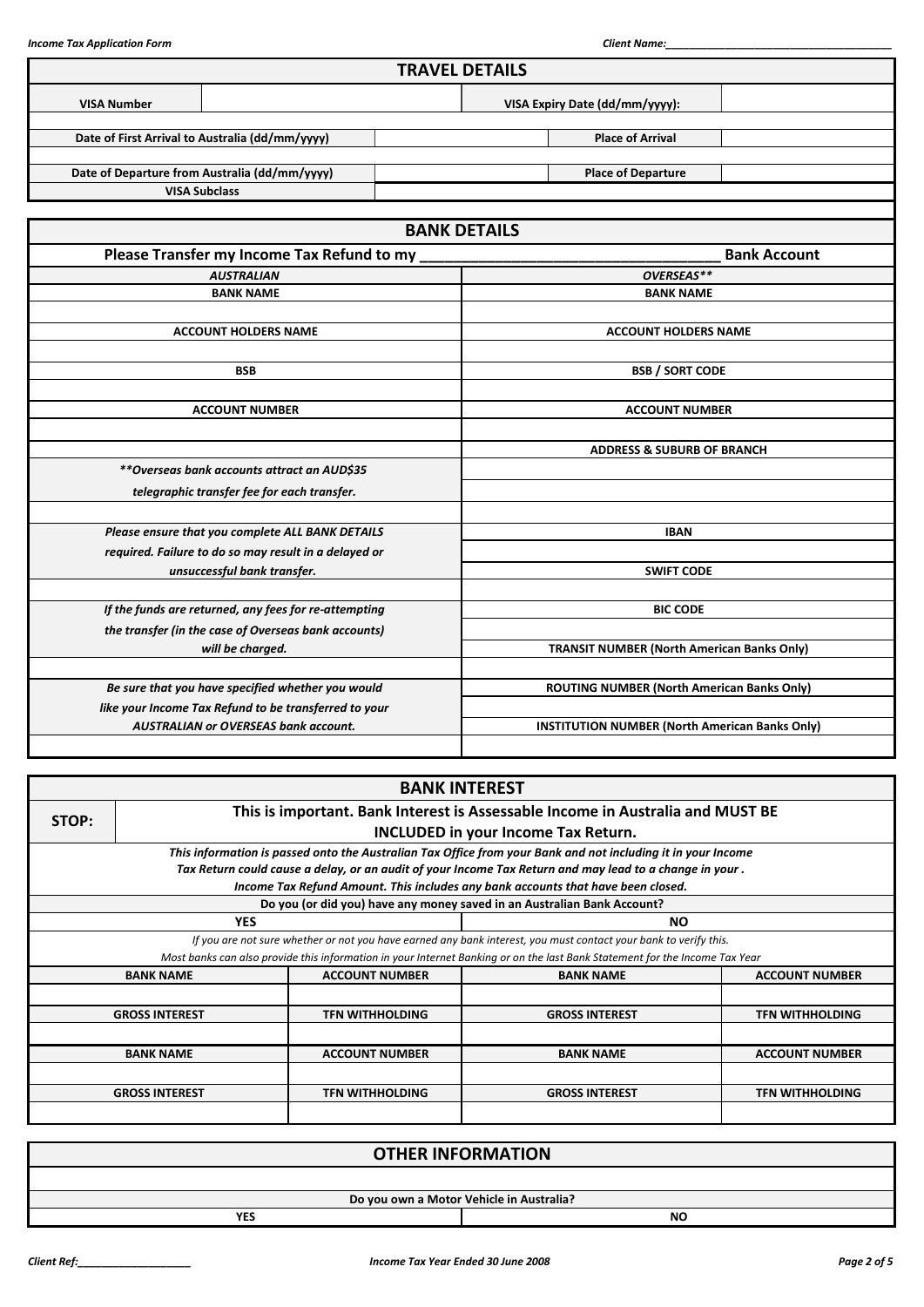## TRAVEL DETAILS

| VISA Number | | VISA Expiry Date (dd/mm/yyyy): | |
|---|---|---|---|
| Date of First Arrival to Australia (dd/mm/yyyy) | | Place of Arrival | |
| Date of Departure from Australia (dd/mm/yyyy) | | Place of Departure | |
| VISA Subclass | | | |

## BANK DETAILS

**Please Transfer my Income Tax Refund to my ___________________________________ Bank Account**

| *AUSTRALIAN* | *OVERSEAS\*\** |
|---|---|
| **BANK NAME** | **BANK NAME** |
| | |
| **ACCOUNT HOLDERS NAME** | **ACCOUNT HOLDERS NAME** |
| | |
| **BSB** | **BSB / SORT CODE** |
| | |
| **ACCOUNT NUMBER** | **ACCOUNT NUMBER** |
| | |
| | **ADDRESS & SUBURB OF BRANCH** |
| ***\*\*Overseas bank accounts attract an AUD$35 telegraphic transfer fee for each transfer.*** | |
| | |
| ***Please ensure that you complete ALL BANK DETAILS required. Failure to do so may result in a delayed or unsuccessful bank transfer.*** | **IBAN** |
| | **SWIFT CODE** |
| | |
| ***If the funds are returned, any fees for re-attempting the transfer (in the case of Overseas bank accounts) will be charged.*** | **BIC CODE** |
| | **TRANSIT NUMBER (North American Banks Only)** |
| | |
| ***Be sure that you have specified whether you would like your Income Tax Refund to be transferred to your AUSTRALIAN or OVERSEAS bank account.*** | **ROUTING NUMBER (North American Banks Only)** |
| | **INSTITUTION NUMBER (North American Banks Only)** |
| | |

## BANK INTEREST

**STOP:** **This is important. Bank Interest is Assessable Income in Australia and MUST BE INCLUDED in your Income Tax Return.**

***This information is passed onto the Australian Tax Office from your Bank and not including it in your Income Tax Return could cause a delay, or an audit of your Income Tax Return and may lead to a change in your . Income Tax Refund Amount. This includes any bank accounts that have been closed.***

**Do you (or did you) have any money saved in an Australian Bank Account?**

| YES | NO |
|---|---|

*If you are not sure whether or not you have earned any bank interest, you must contact your bank to verify this.*
*Most banks can also provide this information in your Internet Banking or on the last Bank Statement for the Income Tax Year*

| BANK NAME | ACCOUNT NUMBER | BANK NAME | ACCOUNT NUMBER |
|---|---|---|---|
| | | | |
| **GROSS INTEREST** | **TFN WITHHOLDING** | **GROSS INTEREST** | **TFN WITHHOLDING** |
| | | | |
| **BANK NAME** | **ACCOUNT NUMBER** | **BANK NAME** | **ACCOUNT NUMBER** |
| | | | |
| **GROSS INTEREST** | **TFN WITHHOLDING** | **GROSS INTEREST** | **TFN WITHHOLDING** |
| | | | |

## OTHER INFORMATION

**Do you own a Motor Vehicle in Australia?**

| YES | NO |
|---|---|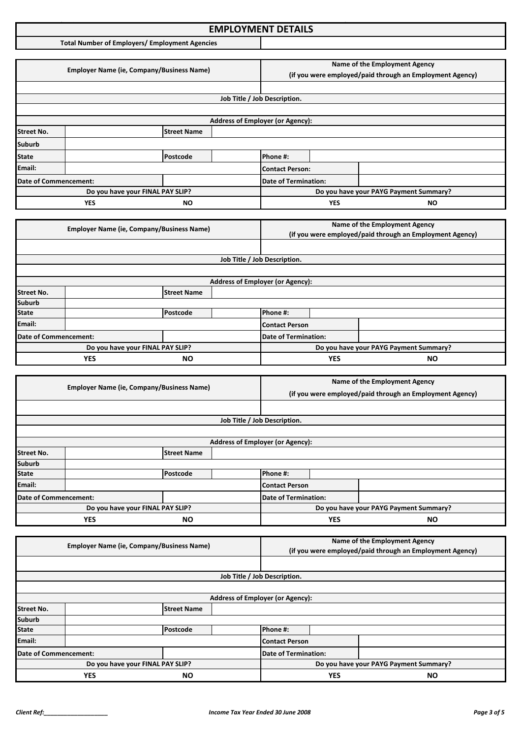## EMPLOYMENT DETAILS

| Total Number of Employers/ Employment Agencies | |
|---|---|

| Employer Name (ie, Company/Business Name) | | | | Name of the Employment Agency (if you were employed/paid through an Employment Agency) | | |
|---|---|---|---|---|---|---|
| | | | | | | |
| Job Title / Job Description. | | | | | | |
| | | | | | | |
| Address of Employer (or Agency): | | | | | | |
| Street No. | | Street Name | | | | |
| Suburb | | | | | | |
| State | | Postcode | | Phone #: | | |
| Email: | | | | Contact Person: | | |
| Date of Commencement: | | | | Date of Termination: | | |
| Do you have your FINAL PAY SLIP? | | | | Do you have your PAYG Payment Summary? | | |
| YES | | NO | | YES | | NO |

| Employer Name (ie, Company/Business Name) | | | | Name of the Employment Agency (if you were employed/paid through an Employment Agency) | | |
|---|---|---|---|---|---|---|
| | | | | | | |
| Job Title / Job Description. | | | | | | |
| | | | | | | |
| Address of Employer (or Agency): | | | | | | |
| Street No. | | Street Name | | | | |
| Suburb | | | | | | |
| State | | Postcode | | Phone #: | | |
| Email: | | | | Contact Person | | |
| Date of Commencement: | | | | Date of Termination: | | |
| Do you have your FINAL PAY SLIP? | | | | Do you have your PAYG Payment Summary? | | |
| YES | | NO | | YES | | NO |

| Employer Name (ie, Company/Business Name) | | | | Name of the Employment Agency (if you were employed/paid through an Employment Agency) | | |
|---|---|---|---|---|---|---|
| | | | | | | |
| Job Title / Job Description. | | | | | | |
| | | | | | | |
| Address of Employer (or Agency): | | | | | | |
| Street No. | | Street Name | | | | |
| Suburb | | | | | | |
| State | | Postcode | | Phone #: | | |
| Email: | | | | Contact Person | | |
| Date of Commencement: | | | | Date of Termination: | | |
| Do you have your FINAL PAY SLIP? | | | | Do you have your PAYG Payment Summary? | | |
| YES | | NO | | YES | | NO |

| Employer Name (ie, Company/Business Name) | | | | Name of the Employment Agency (if you were employed/paid through an Employment Agency) | | |
|---|---|---|---|---|---|---|
| | | | | | | |
| Job Title / Job Description. | | | | | | |
| | | | | | | |
| Address of Employer (or Agency): | | | | | | |
| Street No. | | Street Name | | | | |
| Suburb | | | | | | |
| State | | Postcode | | Phone #: | | |
| Email: | | | | Contact Person | | |
| Date of Commencement: | | | | Date of Termination: | | |
| Do you have your FINAL PAY SLIP? | | | | Do you have your PAYG Payment Summary? | | |
| YES | | NO | | YES | | NO |

*Client Ref:____________________* *Income Tax Year Ended 30 June 2008*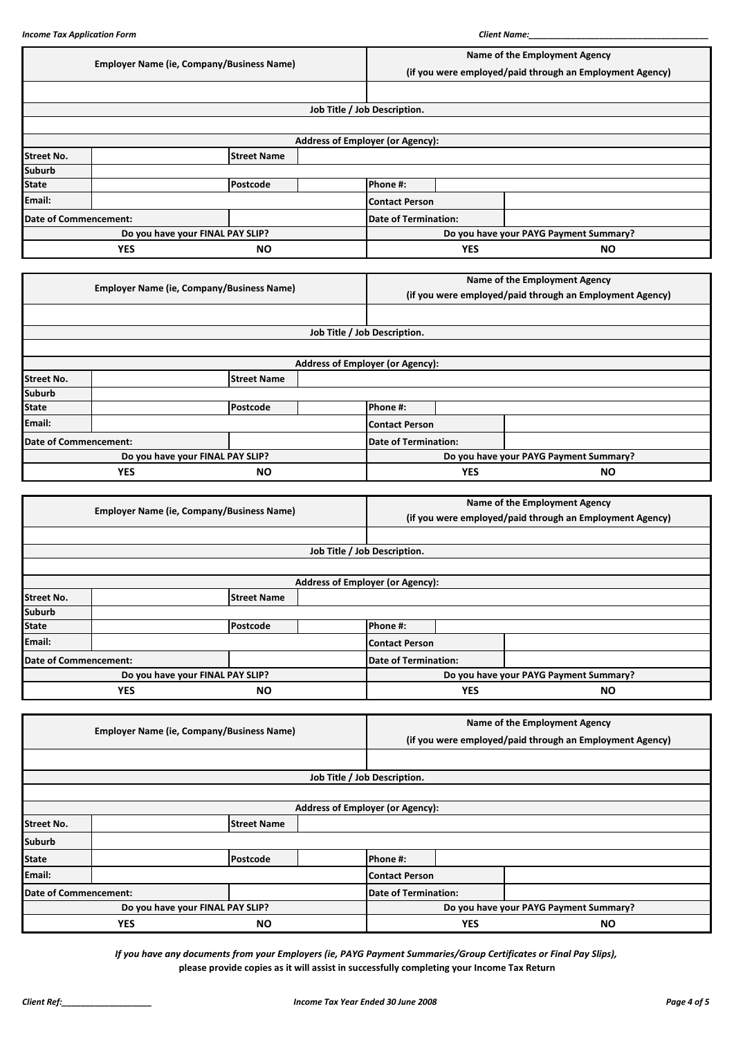| Employer Name (ie, Company/Business Name) | | | | Name of the Employment Agency (if you were employed/paid through an Employment Agency) | | |
|---|---|---|---|---|---|---|
| | | | | | | |
| Job Title / Job Description. | | | | | | |
| | | | | | | |
| Address of Employer (or Agency): | | | | | | |
| Street No. | | Street Name | | | | |
| Suburb | | | | | | |
| State | | Postcode | | Phone #: | | |
| Email: | | | | Contact Person | | |
| Date of Commencement: | | | | Date of Termination: | | |
| Do you have your FINAL PAY SLIP? | | | | Do you have your PAYG Payment Summary? | | |
| YES | | NO | | YES | | NO |

| Employer Name (ie, Company/Business Name) | | | | Name of the Employment Agency (if you were employed/paid through an Employment Agency) | | |
|---|---|---|---|---|---|---|
| | | | | | | |
| Job Title / Job Description. | | | | | | |
| | | | | | | |
| Address of Employer (or Agency): | | | | | | |
| Street No. | | Street Name | | | | |
| Suburb | | | | | | |
| State | | Postcode | | Phone #: | | |
| Email: | | | | Contact Person | | |
| Date of Commencement: | | | | Date of Termination: | | |
| Do you have your FINAL PAY SLIP? | | | | Do you have your PAYG Payment Summary? | | |
| YES | | NO | | YES | | NO |

| Employer Name (ie, Company/Business Name) | | | | Name of the Employment Agency (if you were employed/paid through an Employment Agency) | | |
|---|---|---|---|---|---|---|
| | | | | | | |
| Job Title / Job Description. | | | | | | |
| | | | | | | |
| Address of Employer (or Agency): | | | | | | |
| Street No. | | Street Name | | | | |
| Suburb | | | | | | |
| State | | Postcode | | Phone #: | | |
| Email: | | | | Contact Person | | |
| Date of Commencement: | | | | Date of Termination: | | |
| Do you have your FINAL PAY SLIP? | | | | Do you have your PAYG Payment Summary? | | |
| YES | | NO | | YES | | NO |

| Employer Name (ie, Company/Business Name) | | | | Name of the Employment Agency (if you were employed/paid through an Employment Agency) | | |
|---|---|---|---|---|---|---|
| | | | | | | |
| Job Title / Job Description. | | | | | | |
| | | | | | | |
| Address of Employer (or Agency): | | | | | | |
| Street No. | | Street Name | | | | |
| Suburb | | | | | | |
| State | | Postcode | | Phone #: | | |
| Email: | | | | Contact Person | | |
| Date of Commencement: | | | | Date of Termination: | | |
| Do you have your FINAL PAY SLIP? | | | | Do you have your PAYG Payment Summary? | | |
| YES | | NO | | YES | | NO |

*If you have any documents from your Employers (ie, PAYG Payment Summaries/Group Certificates or Final Pay Slips),*
**please provide copies as it will assist in successfully completing your Income Tax Return**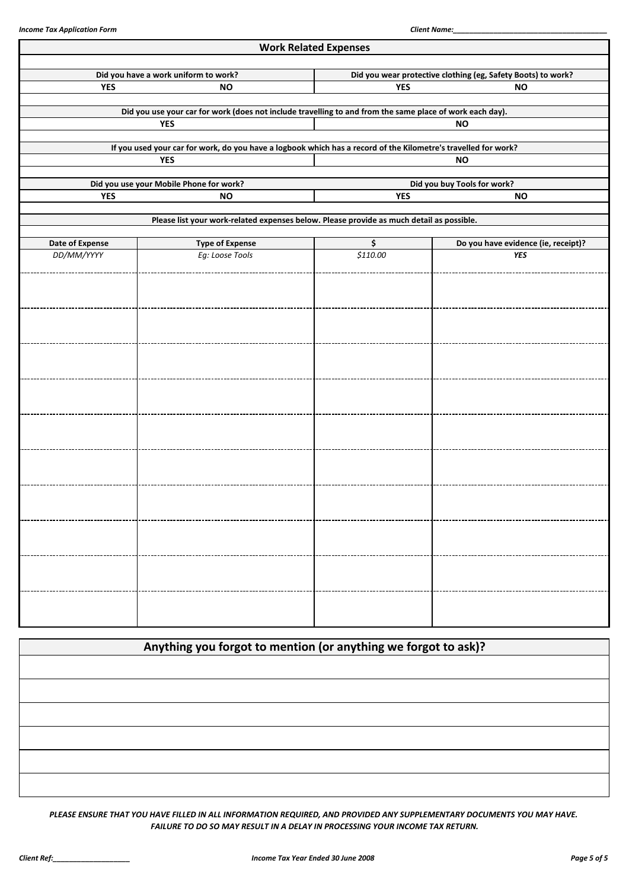## Work Related Expenses

| Did you have a work uniform to work? | | Did you wear protective clothing (eg, Safety Boots) to work? | |
|---|---|---|---|
| YES | NO | YES | NO |

| Did you use your car for work (does not include travelling to and from the same place of work each day). | |
|---|---|
| YES | NO |

| If you used your car for work, do you have a logbook which has a record of the Kilometre's travelled for work? | |
|---|---|
| YES | NO |

| Did you use your Mobile Phone for work? | | Did you buy Tools for work? | |
|---|---|---|---|
| YES | NO | YES | NO |

**Please list your work-related expenses below. Please provide as much detail as possible.**

| Date of Expense | Type of Expense | $ | Do you have evidence (ie, receipt)? |
|---|---|---|---|
| *DD/MM/YYYY* | *Eg: Loose Tools* | *$110.00* | ***YES*** |
| | | | |
| | | | |
| | | | |
| | | | |
| | | | |
| | | | |
| | | | |
| | | | |
| | | | |
| | | | |

## Anything you forgot to mention (or anything we forgot to ask)?

| |
|---|
| |
| |
| |
| |
| |
| |

***PLEASE ENSURE THAT YOU HAVE FILLED IN ALL INFORMATION REQUIRED, AND PROVIDED ANY SUPPLEMENTARY DOCUMENTS YOU MAY HAVE. FAILURE TO DO SO MAY RESULT IN A DELAY IN PROCESSING YOUR INCOME TAX RETURN.***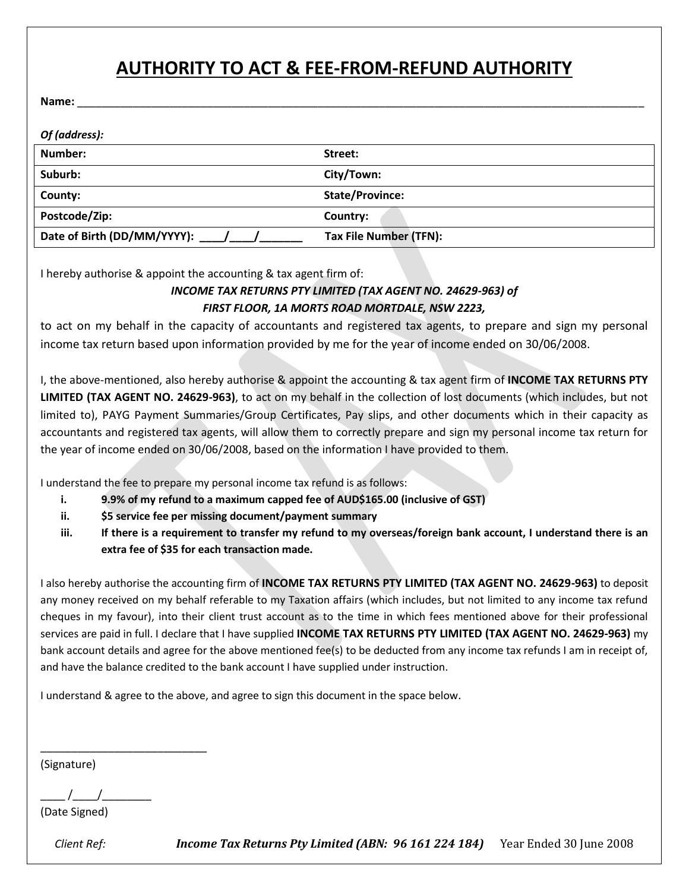# AUTHORITY TO ACT & FEE-FROM-REFUND AUTHORITY

**Name:** ___________________________________________________________________________________________

***Of (address):***

| **Number:** | **Street:** |
|---|---|
| **Suburb:** | **City/Town:** |
| **County:** | **State/Province:** |
| **Postcode/Zip:** | **Country:** |
| **Date of Birth (DD/MM/YYYY): \_\_\_\_/\_\_\_\_/\_\_\_\_\_\_\_** | **Tax File Number (TFN):** |

I hereby authorise & appoint the accounting & tax agent firm of:

***INCOME TAX RETURNS PTY LIMITED (TAX AGENT NO. 24629-963) of***
***FIRST FLOOR, 1A MORTS ROAD MORTDALE, NSW 2223,***

to act on my behalf in the capacity of accountants and registered tax agents, to prepare and sign my personal income tax return based upon information provided by me for the year of income ended on 30/06/2008.

I, the above-mentioned, also hereby authorise & appoint the accounting & tax agent firm of **INCOME TAX RETURNS PTY LIMITED (TAX AGENT NO. 24629-963)**, to act on my behalf in the collection of lost documents (which includes, but not limited to), PAYG Payment Summaries/Group Certificates, Pay slips, and other documents which in their capacity as accountants and registered tax agents, will allow them to correctly prepare and sign my personal income tax return for the year of income ended on 30/06/2008, based on the information I have provided to them.

I understand the fee to prepare my personal income tax refund is as follows:

i. **9.9% of my refund to a maximum capped fee of AUD$165.00 (inclusive of GST)**
ii. **$5 service fee per missing document/payment summary**
iii. **If there is a requirement to transfer my refund to my overseas/foreign bank account, I understand there is an extra fee of $35 for each transaction made.**

I also hereby authorise the accounting firm of **INCOME TAX RETURNS PTY LIMITED (TAX AGENT NO. 24629-963)** to deposit any money received on my behalf referable to my Taxation affairs (which includes, but not limited to any income tax refund cheques in my favour), into their client trust account as to the time in which fees mentioned above for their professional services are paid in full. I declare that I have supplied **INCOME TAX RETURNS PTY LIMITED (TAX AGENT NO. 24629-963)** my bank account details and agree for the above mentioned fee(s) to be deducted from any income tax refunds I am in receipt of, and have the balance credited to the bank account I have supplied under instruction.

I understand & agree to the above, and agree to sign this document in the space below.

___________________________
(Signature)

\_\_\_\_ /\_\_\_\_/\_\_\_\_\_\_\_\_
(Date Signed)

Client Ref: ***Income Tax Returns Pty Limited (ABN: 96 161 224 184)*** Year Ended 30 June 2008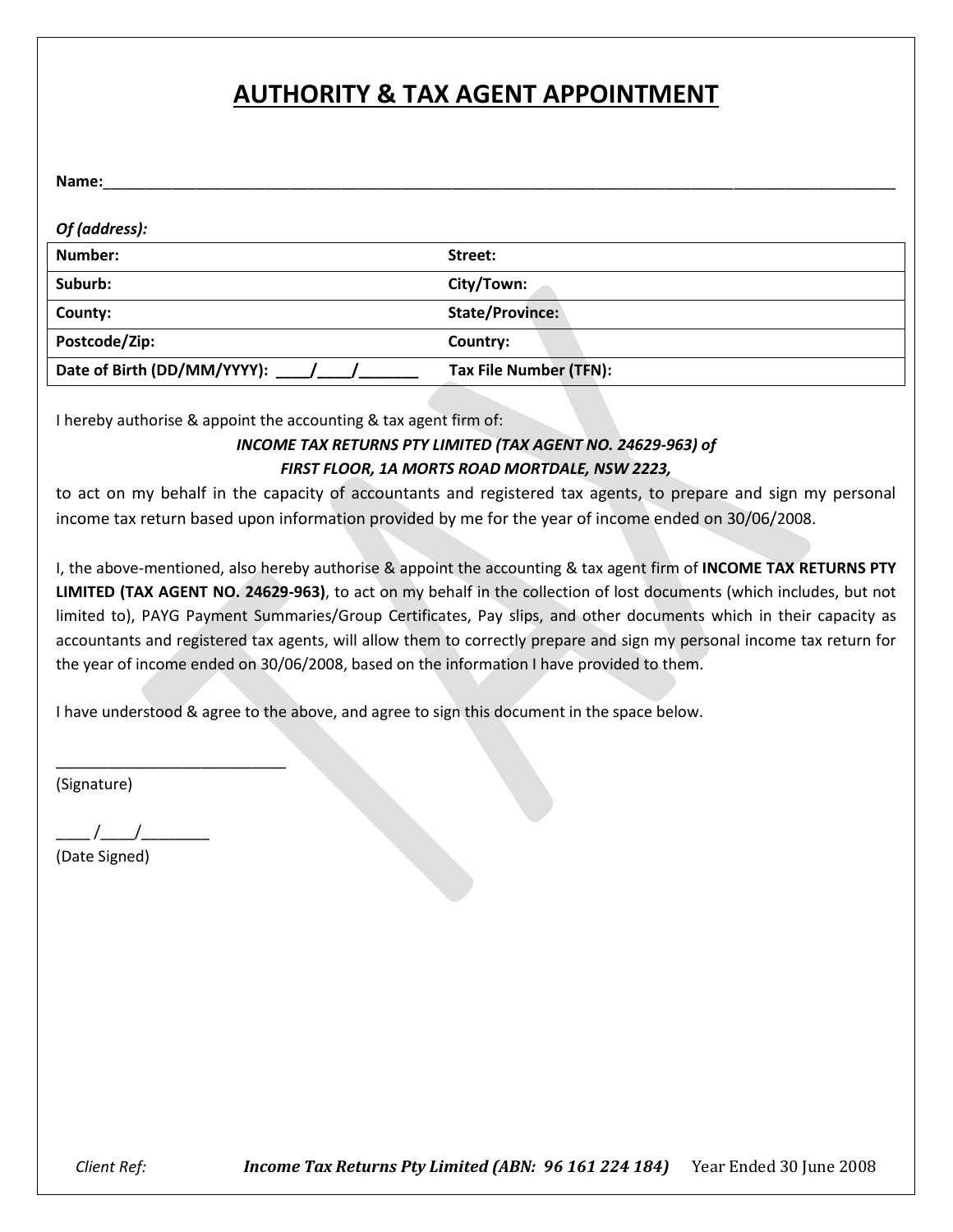# AUTHORITY & TAX AGENT APPOINTMENT

**Name:**______________________________________________________________________________________________

***Of (address):***

| | |
|---|---|
| **Number:** | **Street:** |
| **Suburb:** | **City/Town:** |
| **County:** | **State/Province:** |
| **Postcode/Zip:** | **Country:** |
| **Date of Birth (DD/MM/YYYY): ____/____/_______** | **Tax File Number (TFN):** |

I hereby authorise & appoint the accounting & tax agent firm of:

***INCOME TAX RETURNS PTY LIMITED (TAX AGENT NO. 24629-963) of***
***FIRST FLOOR, 1A MORTS ROAD MORTDALE, NSW 2223,***

to act on my behalf in the capacity of accountants and registered tax agents, to prepare and sign my personal income tax return based upon information provided by me for the year of income ended on 30/06/2008.

I, the above-mentioned, also hereby authorise & appoint the accounting & tax agent firm of **INCOME TAX RETURNS PTY LIMITED (TAX AGENT NO. 24629-963)**, to act on my behalf in the collection of lost documents (which includes, but not limited to), PAYG Payment Summaries/Group Certificates, Pay slips, and other documents which in their capacity as accountants and registered tax agents, will allow them to correctly prepare and sign my personal income tax return for the year of income ended on 30/06/2008, based on the information I have provided to them.

I have understood & agree to the above, and agree to sign this document in the space below.

___________________________
(Signature)

____ /____/________
(Date Signed)

*Client Ref:* ***Income Tax Returns Pty Limited (ABN: 96 161 224 184)*** Year Ended 30 June 2008